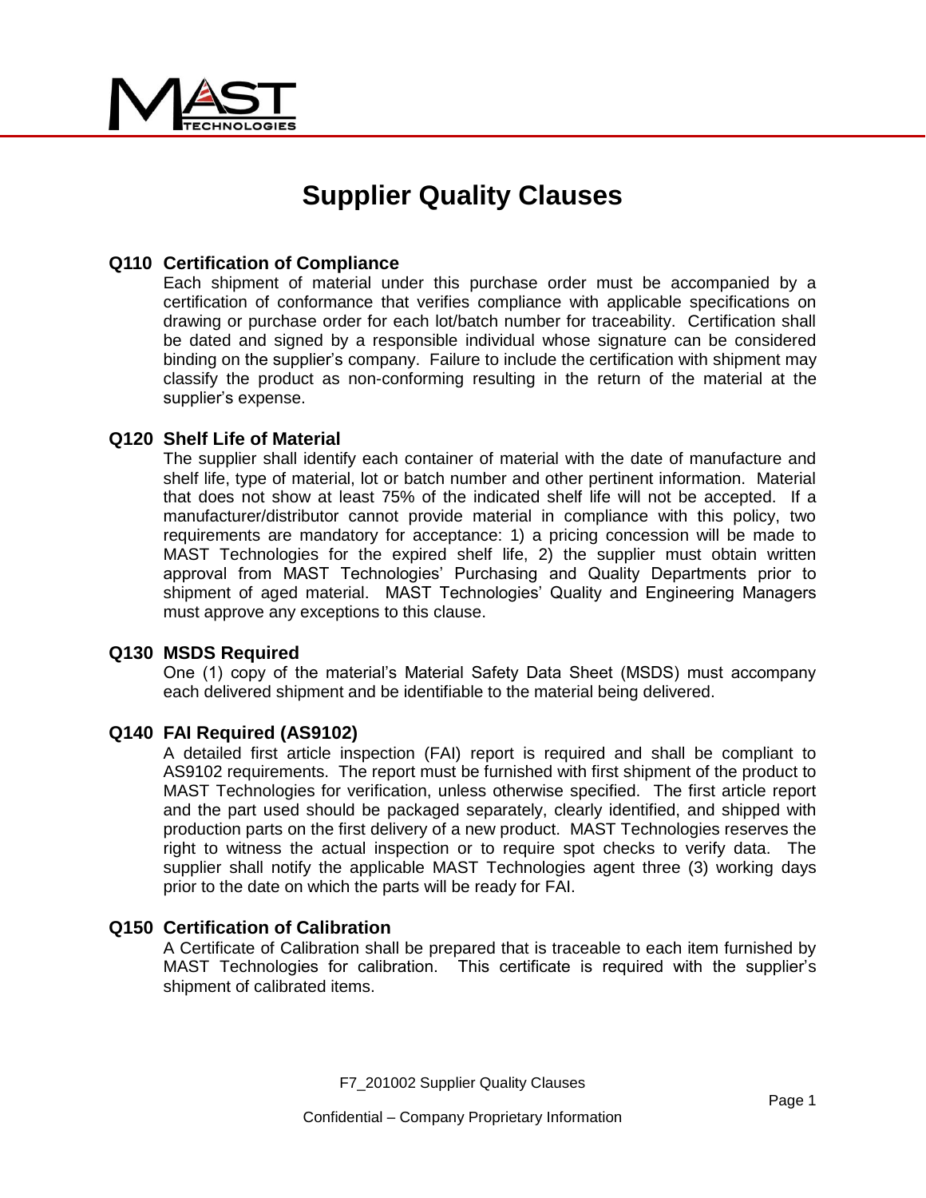# Supplier Quality Clauses

## Q110 Certification of Compliance

Each shipment of material under this purchase order must be accompanied by a certification of conformance that verifies compliance with applicable specifications on drawing or purchase order for each lot/batch number for traceability. Certification shall be dated and signed by a responsible individual whose signature can be considered binding on the supplier's company. Failure to include the certification with shipment may classify the product as non-conforming resulting in the return of the material at the supplier's expense.

## Q120 Shelf Life of Material

The supplier shall identify each container of material with the date of manufacture and shelf life, type of material, lot or batch number and other pertinent information. Material that does not show at least 75% of the indicated shelf life will not be accepted. If a manufacturer/distributor cannot provide material in compliance with this policy, two requirements are mandatory for acceptance: 1) a pricing concession will be made to MAST Technologies for the expired shelf life, 2) the supplier must obtain written approval from MAST Technologies' Purchasing and Quality Departments prior to shipment of aged material. MAST Technologies' Quality and Engineering Managers must approve any exceptions to this clause.

## Q130 MSDS Required

One (1) copy of the material's Material Safety Data Sheet (MSDS) must accompany each delivered shipment and be identifiable to the material being delivered.

## Q140 FAI Required (AS9102)

A detailed first article inspection (FAI) report is required and shall be compliant to AS9102 requirements. The report must be furnished with first shipment of the product to MAST Technologies for verification, unless otherwise specified. The first article report and the part used should be packaged separately, clearly identified, and shipped with production parts on the first delivery of a new product. MAST Technologies reserves the right to witness the actual inspection or to require spot checks to verify data. The supplier shall notify the applicable MAST Technologies agent three (3) working days prior to the date on which the parts will be ready for FAI.

## Q150 Certification of Calibration

A Certificate of Calibration shall be prepared that is traceable to each item furnished by MAST Technologies for calibration. This certificate is required with the supplier's shipment of calibrated items.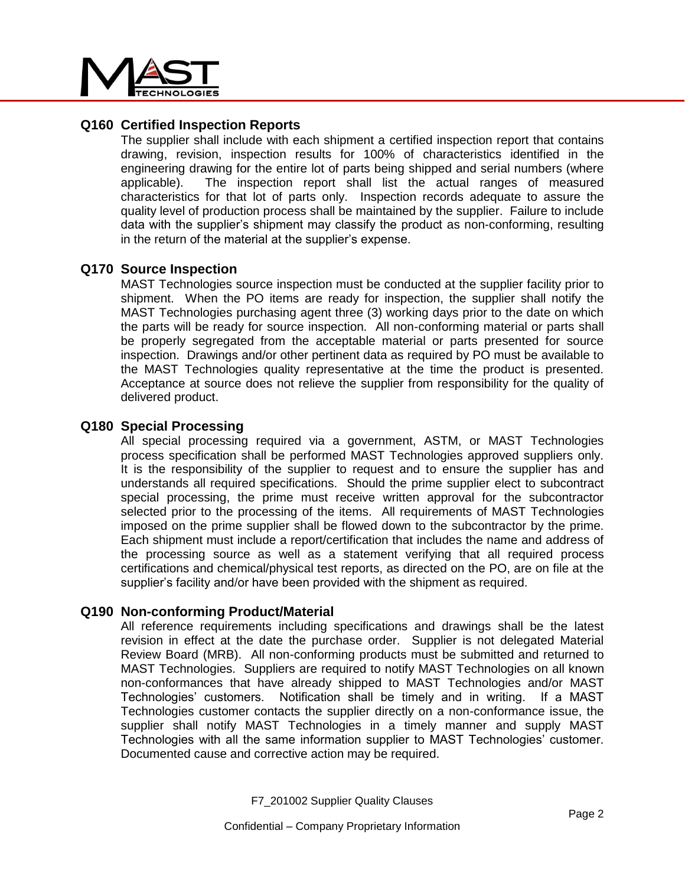## Q160 Certified Inspection Reports

The supplier shall include with each shipment a certified inspection report that contains drawing, revision, inspection results for 100% of characteristics identified in the engineering drawing for the entire lot of parts being shipped and serial numbers (where applicable). The inspection report shall list the actual ranges of measured characteristics for that lot of parts only. Inspection records adequate to assure the quality level of production process shall be maintained by the supplier. Failure to include data with the supplier's shipment may classify the product as non-conforming, resulting in the return of the material at the supplier's expense.

## Q170 Source Inspection

MAST Technologies source inspection must be conducted at the supplier facility prior to shipment. When the PO items are ready for inspection, the supplier shall notify the MAST Technologies purchasing agent three (3) working days prior to the date on which the parts will be ready for source inspection. All non-conforming material or parts shall be properly segregated from the acceptable material or parts presented for source inspection. Drawings and/or other pertinent data as required by PO must be available to the MAST Technologies quality representative at the time the product is presented. Acceptance at source does not relieve the supplier from responsibility for the quality of delivered product.

## Q180 Special Processing

All special processing required via a government, ASTM, or MAST Technologies process specification shall be performed MAST Technologies approved suppliers only. It is the responsibility of the supplier to request and to ensure the supplier has and understands all required specifications. Should the prime supplier elect to subcontract special processing, the prime must receive written approval for the subcontractor selected prior to the processing of the items. All requirements of MAST Technologies imposed on the prime supplier shall be flowed down to the subcontractor by the prime. Each shipment must include a report/certification that includes the name and address of the processing source as well as a statement verifying that all required process certifications and chemical/physical test reports, as directed on the PO, are on file at the supplier's facility and/or have been provided with the shipment as required.

## Q190 Non-conforming Product/Material

All reference requirements including specifications and drawings shall be the latest revision in effect at the date the purchase order. Supplier is not delegated Material Review Board (MRB). All non-conforming products must be submitted and returned to MAST Technologies. Suppliers are required to notify MAST Technologies on all known non-conformances that have already shipped to MAST Technologies and/or MAST Technologies' customers. Notification shall be timely and in writing. If a MAST Technologies customer contacts the supplier directly on a non-conformance issue, the supplier shall notify MAST Technologies in a timely manner and supply MAST Technologies with all the same information supplier to MAST Technologies' customer. Documented cause and corrective action may be required.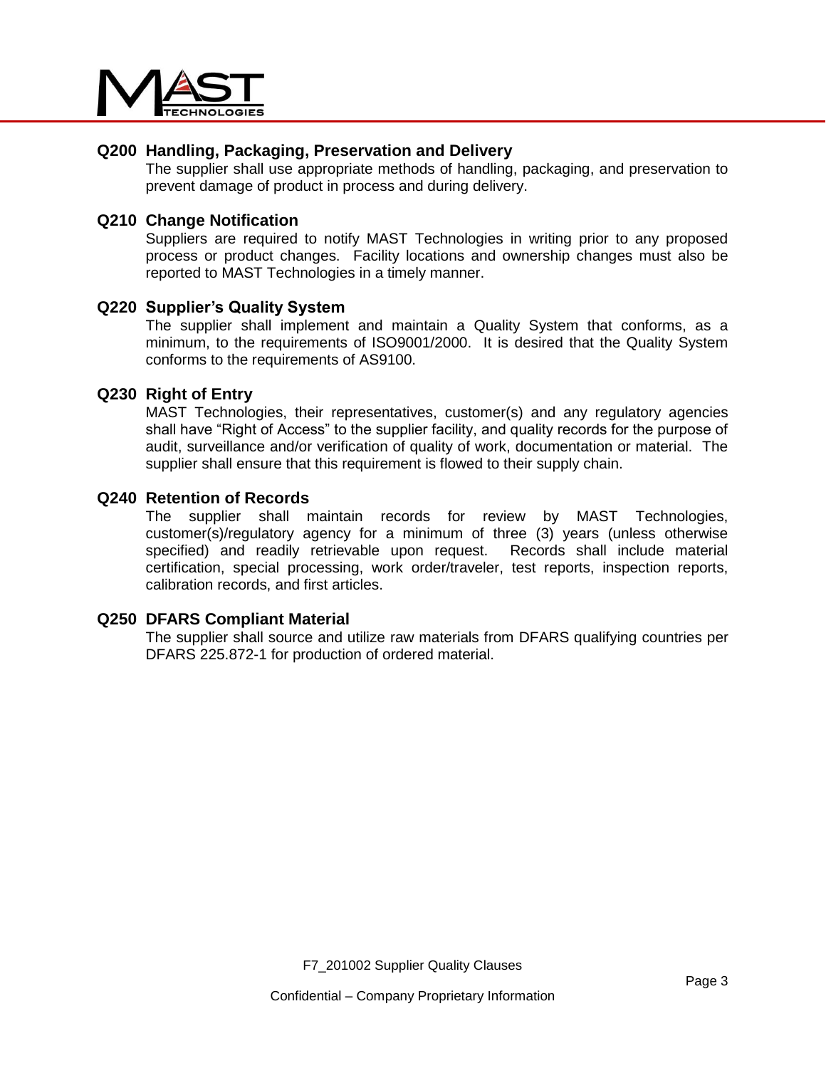## Q200 Handling, Packaging, Preservation and Delivery

The supplier shall use appropriate methods of handling, packaging, and preservation to prevent damage of product in process and during delivery.

## Q210 Change Notification

Suppliers are required to notify MAST Technologies in writing prior to any proposed process or product changes. Facility locations and ownership changes must also be reported to MAST Technologies in a timely manner.

## Q220 Supplier's Quality System

The supplier shall implement and maintain a Quality System that conforms, as a minimum, to the requirements of ISO9001/2000. It is desired that the Quality System conforms to the requirements of AS9100.

## Q230 Right of Entry

MAST Technologies, their representatives, customer(s) and any regulatory agencies shall have "Right of Access" to the supplier facility, and quality records for the purpose of audit, surveillance and/or verification of quality of work, documentation or material. The supplier shall ensure that this requirement is flowed to their supply chain.

## Q240 Retention of Records

The supplier shall maintain records for review by MAST Technologies, customer(s)/regulatory agency for a minimum of three (3) years (unless otherwise specified) and readily retrievable upon request. Records shall include material certification, special processing, work order/traveler, test reports, inspection reports, calibration records, and first articles.

## Q250 DFARS Compliant Material

The supplier shall source and utilize raw materials from DFARS qualifying countries per DFARS 225.872-1 for production of ordered material.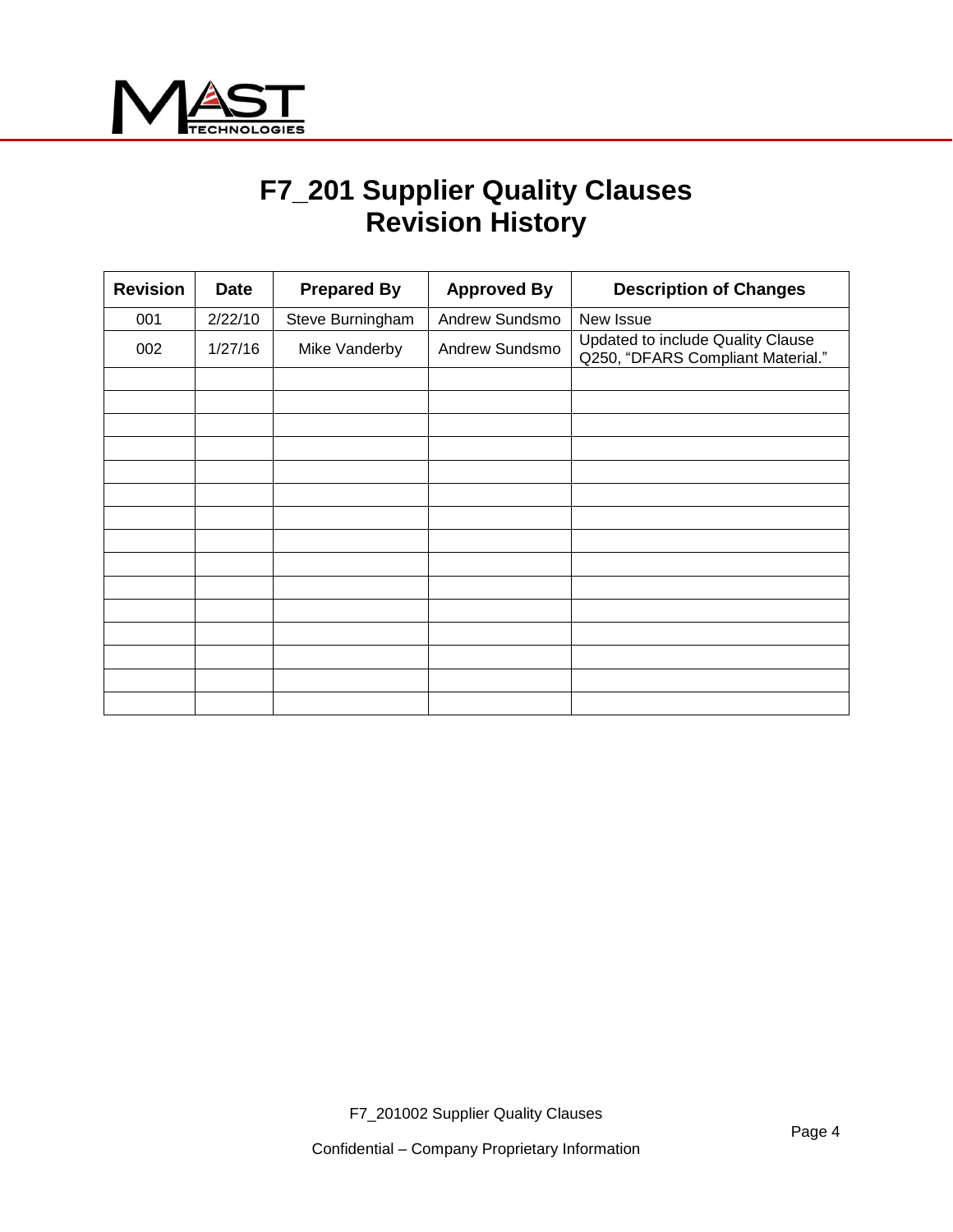# F7_201 Supplier Quality Clauses
# Revision History

| Revision | Date | Prepared By | Approved By | Description of Changes |
|---|---|---|---|---|
| 001 | 2/22/10 | Steve Burningham | Andrew Sundsmo | New Issue |
| 002 | 1/27/16 | Mike Vanderby | Andrew Sundsmo | Updated to include Quality Clause Q250, "DFARS Compliant Material." |
| | | | | |
| | | | | |
| | | | | |
| | | | | |
| | | | | |
| | | | | |
| | | | | |
| | | | | |
| | | | | |
| | | | | |
| | | | | |
| | | | | |
| | | | | |
| | | | | |
| | | | | |